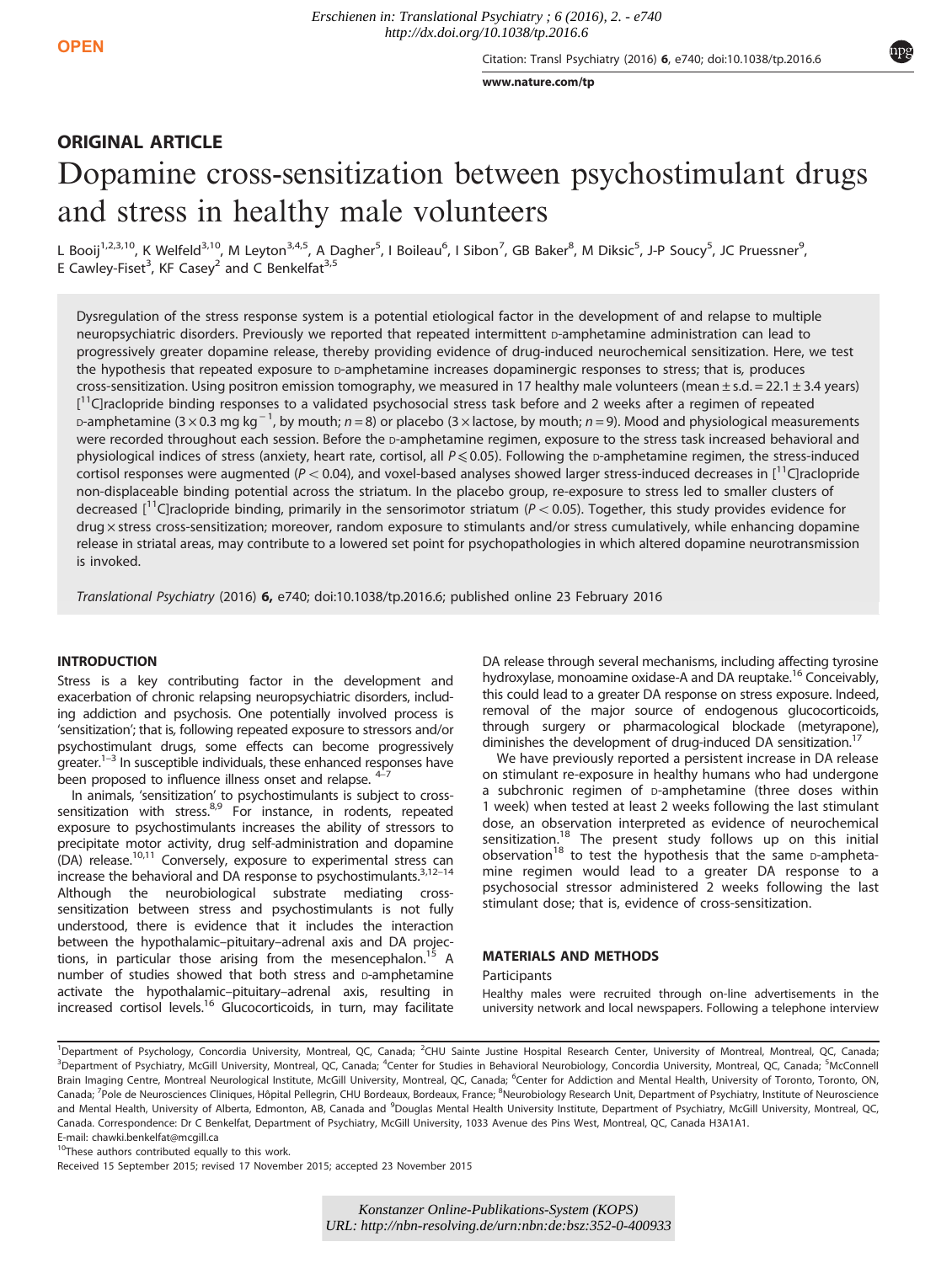ORIGINAL ARTICLE

# Dopamine cross-sensitization between psychostimulant drugs and stress in healthy male volunteers

L Booij[1,2,3,10], K Welfeld[3,10], M Leyton[3,4,5], A Dagher[5], I Boileau[6], I Sibon[7], GB Baker[8], M Diksic[5], J-P Soucy[5], JC Pruessner[9], E Cawley-Fiset[3], KF Casey[2] and C Benkelfat[3,5]

Dysregulation of the stress response system is a potential etiological factor in the development of and relapse to multiple neuropsychiatric disorders. Previously we reported that repeated intermittent D-amphetamine administration can lead to progressively greater dopamine release, thereby providing evidence of drug-induced neurochemical sensitization. Here, we test the hypothesis that repeated exposure to D-amphetamine increases dopaminergic responses to stress; that is, produces cross-sensitization. Using positron emission tomography, we measured in 17 healthy male volunteers (mean ± s.d. = 22.1 ± 3.4 years) [$^{11}$C]raclopride binding responses to a validated psychosocial stress task before and 2 weeks after a regimen of repeated D-amphetamine ($3 \times 0.3$ mg kg$^{-1}$, by mouth; $n = 8$) or placebo ($3 \times$ lactose, by mouth; $n = 9$). Mood and physiological measurements were recorded throughout each session. Before the D-amphetamine regimen, exposure to the stress task increased behavioral and physiological indices of stress (anxiety, heart rate, cortisol, all $P \leqslant 0.05$). Following the D-amphetamine regimen, the stress-induced cortisol responses were augmented ($P < 0.04$), and voxel-based analyses showed larger stress-induced decreases in [$^{11}$C]raclopride non-displaceable binding potential across the striatum. In the placebo group, re-exposure to stress led to smaller clusters of decreased [$^{11}$C]raclopride binding, primarily in the sensorimotor striatum ($P < 0.05$). Together, this study provides evidence for drug × stress cross-sensitization; moreover, random exposure to stimulants and/or stress cumulatively, while enhancing dopamine release in striatal areas, may contribute to a lowered set point for psychopathologies in which altered dopamine neurotransmission is invoked.

*Translational Psychiatry* (2016) **6,** e740; doi:10.1038/tp.2016.6; published online 23 February 2016

## INTRODUCTION

Stress is a key contributing factor in the development and exacerbation of chronic relapsing neuropsychiatric disorders, including addiction and psychosis. One potentially involved process is 'sensitization'; that is, following repeated exposure to stressors and/or psychostimulant drugs, some effects can become progressively greater.[1–3] In susceptible individuals, these enhanced responses have been proposed to influence illness onset and relapse.[4–7]

In animals, 'sensitization' to psychostimulants is subject to cross-sensitization with stress.[8,9] For instance, in rodents, repeated exposure to psychostimulants increases the ability of stressors to precipitate motor activity, drug self-administration and dopamine (DA) release.[10,11] Conversely, exposure to experimental stress can increase the behavioral and DA response to psychostimulants.[3,12–14] Although the neurobiological substrate mediating cross-sensitization between stress and psychostimulants is not fully understood, there is evidence that it includes the interaction between the hypothalamic–pituitary–adrenal axis and DA projections, in particular those arising from the mesencephalon.[15] A number of studies showed that both stress and D-amphetamine activate the hypothalamic–pituitary–adrenal axis, resulting in increased cortisol levels.[16] Glucocorticoids, in turn, may facilitate DA release through several mechanisms, including affecting tyrosine hydroxylase, monoamine oxidase-A and DA reuptake.[16] Conceivably, this could lead to a greater DA response on stress exposure. Indeed, removal of the major source of endogenous glucocorticoids, through surgery or pharmacological blockade (metyrapone), diminishes the development of drug-induced DA sensitization.[17]

We have previously reported a persistent increase in DA release on stimulant re-exposure in healthy humans who had undergone a subchronic regimen of D-amphetamine (three doses within 1 week) when tested at least 2 weeks following the last stimulant dose, an observation interpreted as evidence of neurochemical sensitization.[18] The present study follows up on this initial observation[18] to test the hypothesis that the same D-amphetamine regimen would lead to a greater DA response to a psychosocial stressor administered 2 weeks following the last stimulant dose; that is, evidence of cross-sensitization.

## MATERIALS AND METHODS

### Participants

Healthy males were recruited through on-line advertisements in the university network and local newspapers. Following a telephone interview

[1]Department of Psychology, Concordia University, Montreal, QC, Canada; [2]CHU Sainte Justine Hospital Research Center, University of Montreal, Montreal, QC, Canada; [3]Department of Psychiatry, McGill University, Montreal, QC, Canada; [4]Center for Studies in Behavioral Neurobiology, Concordia University, Montreal, QC, Canada; [5]McConnell Brain Imaging Centre, Montreal Neurological Institute, McGill University, Montreal, QC, Canada; [6]Center for Addiction and Mental Health, University of Toronto, Toronto, ON, Canada; [7]Pole de Neurosciences Cliniques, Hôpital Pellegrin, CHU Bordeaux, Bordeaux, France; [8]Neurobiology Research Unit, Department of Psychiatry, Institute of Neuroscience and Mental Health, University of Alberta, Edmonton, AB, Canada and [9]Douglas Mental Health University Institute, Department of Psychiatry, McGill University, Montreal, QC, Canada. Correspondence: Dr C Benkelfat, Department of Psychiatry, McGill University, 1033 Avenue des Pins West, Montreal, QC, Canada H3A1A1.
E-mail: chawki.benkelfat@mcgill.ca
[10]These authors contributed equally to this work.
Received 15 September 2015; revised 17 November 2015; accepted 23 November 2015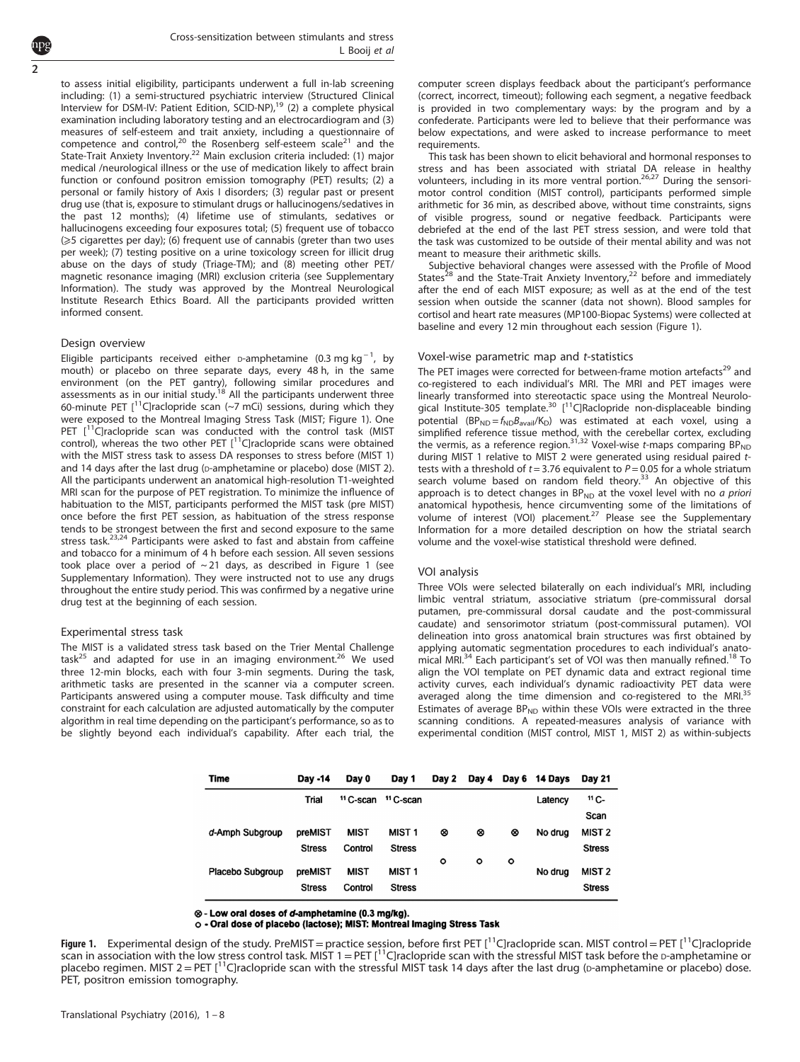to assess initial eligibility, participants underwent a full in-lab screening including: (1) a semi-structured psychiatric interview (Structured Clinical Interview for DSM-IV: Patient Edition, SCID-NP),[19] (2) a complete physical examination including laboratory testing and an electrocardiogram and (3) measures of self-esteem and trait anxiety, including a questionnaire of competence and control,[20] the Rosenberg self-esteem scale[21] and the State-Trait Anxiety Inventory.[22] Main exclusion criteria included: (1) major medical /neurological illness or the use of medication likely to affect brain function or confound positron emission tomography (PET) results; (2) a personal or family history of Axis I disorders; (3) regular past or present drug use (that is, exposure to stimulant drugs or hallucinogens/sedatives in the past 12 months); (4) lifetime use of stimulants, sedatives or hallucinogens exceeding four exposures total; (5) frequent use of tobacco (⩾5 cigarettes per day); (6) frequent use of cannabis (greter than two uses per week); (7) testing positive on a urine toxicology screen for illicit drug abuse on the days of study (Triage-TM); and (8) meeting other PET/ magnetic resonance imaging (MRI) exclusion criteria (see Supplementary Information). The study was approved by the Montreal Neurological Institute Research Ethics Board. All the participants provided written informed consent.

## Design overview

Eligible participants received either D-amphetamine (0.3 mg $kg^{-1}$, by mouth) or placebo on three separate days, every 48 h, in the same environment (on the PET gantry), following similar procedures and assessments as in our initial study.[18] All the participants underwent three 60-minute PET [$^{11}$C]raclopride scan (~7 mCi) sessions, during which they were exposed to the Montreal Imaging Stress Task (MIST; Figure 1). One PET [$^{11}$C]raclopride scan was conducted with the control task (MIST control), whereas the two other PET [$^{11}$C]raclopride scans were obtained with the MIST stress task to assess DA responses to stress before (MIST 1) and 14 days after the last drug (D-amphetamine or placebo) dose (MIST 2). All the participants underwent an anatomical high-resolution T1-weighted MRI scan for the purpose of PET registration. To minimize the influence of habituation to the MIST, participants performed the MIST task (pre MIST) once before the first PET session, as habituation of the stress response tends to be strongest between the first and second exposure to the same stress task.[23,24] Participants were asked to fast and abstain from caffeine and tobacco for a minimum of 4 h before each session. All seven sessions took place over a period of ~21 days, as described in Figure 1 (see Supplementary Information). They were instructed not to use any drugs throughout the entire study period. This was confirmed by a negative urine drug test at the beginning of each session.

## Experimental stress task

The MIST is a validated stress task based on the Trier Mental Challenge task[25] and adapted for use in an imaging environment.[26] We used three 12-min blocks, each with four 3-min segments. During the task, arithmetic tasks are presented in the scanner via a computer screen. Participants answered using a computer mouse. Task difficulty and time constraint for each calculation are adjusted automatically by the computer algorithm in real time depending on the participant's performance, so as to be slightly beyond each individual's capability. After each trial, the computer screen displays feedback about the participant's performance (correct, incorrect, timeout); following each segment, a negative feedback is provided in two complementary ways: by the program and by a confederate. Participants were led to believe that their performance was below expectations, and were asked to increase performance to meet requirements.

This task has been shown to elicit behavioral and hormonal responses to stress and has been associated with striatal DA release in healthy volunteers, including in its more ventral portion.[26,27] During the sensorimotor control condition (MIST control), participants performed simple arithmetic for 36 min, as described above, without time constraints, signs of visible progress, sound or negative feedback. Participants were debriefed at the end of the last PET stress session, and were told that the task was customized to be outside of their mental ability and was not meant to measure their arithmetic skills.

Subjective behavioral changes were assessed with the Profile of Mood States[28] and the State-Trait Anxiety Inventory,[22] before and immediately after the end of each MIST exposure; as well as at the end of the test session when outside the scanner (data not shown). Blood samples for cortisol and heart rate measures (MP100-Biopac Systems) were collected at baseline and every 12 min throughout each session (Figure 1).

## Voxel-wise parametric map and t-statistics

The PET images were corrected for between-frame motion artefacts[29] and co-registered to each individual's MRI. The MRI and PET images were linearly transformed into stereotactic space using the Montreal Neurological Institute-305 template.[30] [$^{11}$C]Raclopride non-displaceable binding potential ($BP_{ND} = f_{ND}B_{avail}/K_D$) was estimated at each voxel, using a simplified reference tissue method, with the cerebellar cortex, excluding the vermis, as a reference region.[31,32] Voxel-wise t-maps comparing $BP_{ND}$ during MIST 1 relative to MIST 2 were generated using residual paired t-tests with a threshold of $t = 3.76$ equivalent to $P = 0.05$ for a whole striatum search volume based on random field theory.[33] An objective of this approach is to detect changes in $BP_{ND}$ at the voxel level with no *a priori* anatomical hypothesis, hence circumventing some of the limitations of volume of interest (VOI) placement.[27] Please see the Supplementary Information for a more detailed description on how the striatal search volume and the voxel-wise statistical threshold were defined.

## VOI analysis

Three VOIs were selected bilaterally on each individual's MRI, including limbic ventral striatum, associative striatum (pre-commissural dorsal putamen, pre-commissural dorsal caudate and the post-commissural caudate) and sensorimotor striatum (post-commissural putamen). VOI delineation into gross anatomical brain structures was first obtained by applying automatic segmentation procedures to each individual's anatomical MRI.[34] Each participant's set of VOI was then manually refined.[18] To align the VOI template on PET dynamic data and extract regional time activity curves, each individual's dynamic radioactivity PET data were averaged along the time dimension and co-registered to the MRI.[35] Estimates of average $BP_{ND}$ within these VOIs were extracted in the three scanning conditions. A repeated-measures analysis of variance with experimental condition (MIST control, MIST 1, MIST 2) as within-subjects

| Time | Day -14 | Day 0 | Day 1 | Day 2 | Day 4 | Day 6 | 14 Days | Day 21 |
|---|---|---|---|---|---|---|---|---|
| | Trial | $^{11}$C-scan | $^{11}$C-scan | | | | Latency | $^{11}$C-Scan |
| d-Amph Subgroup | preMIST Stress | MIST Control | MIST 1 Stress | ⊗ | ⊗ | ⊗ | No drug | MIST 2 Stress |
| Placebo Subgroup | preMIST Stress | MIST Control | MIST 1 Stress | o | o | o | No drug | MIST 2 Stress |

**⊗ - Low oral doses of *d*-amphetamine (0.3 mg/kg).**
**o - Oral dose of placebo (lactose); MIST: Montreal Imaging Stress Task**

**Figure 1.** Experimental design of the study. PreMIST = practice session, before first PET [$^{11}$C]raclopride scan. MIST control = PET [$^{11}$C]raclopride scan in association with the low stress control task. MIST 1 = PET [$^{11}$C]raclopride scan with the stressful MIST task before the D-amphetamine or placebo regimen. MIST 2 = PET [$^{11}$C]raclopride scan with the stressful MIST task 14 days after the last drug (D-amphetamine or placebo) dose. PET, positron emission tomography.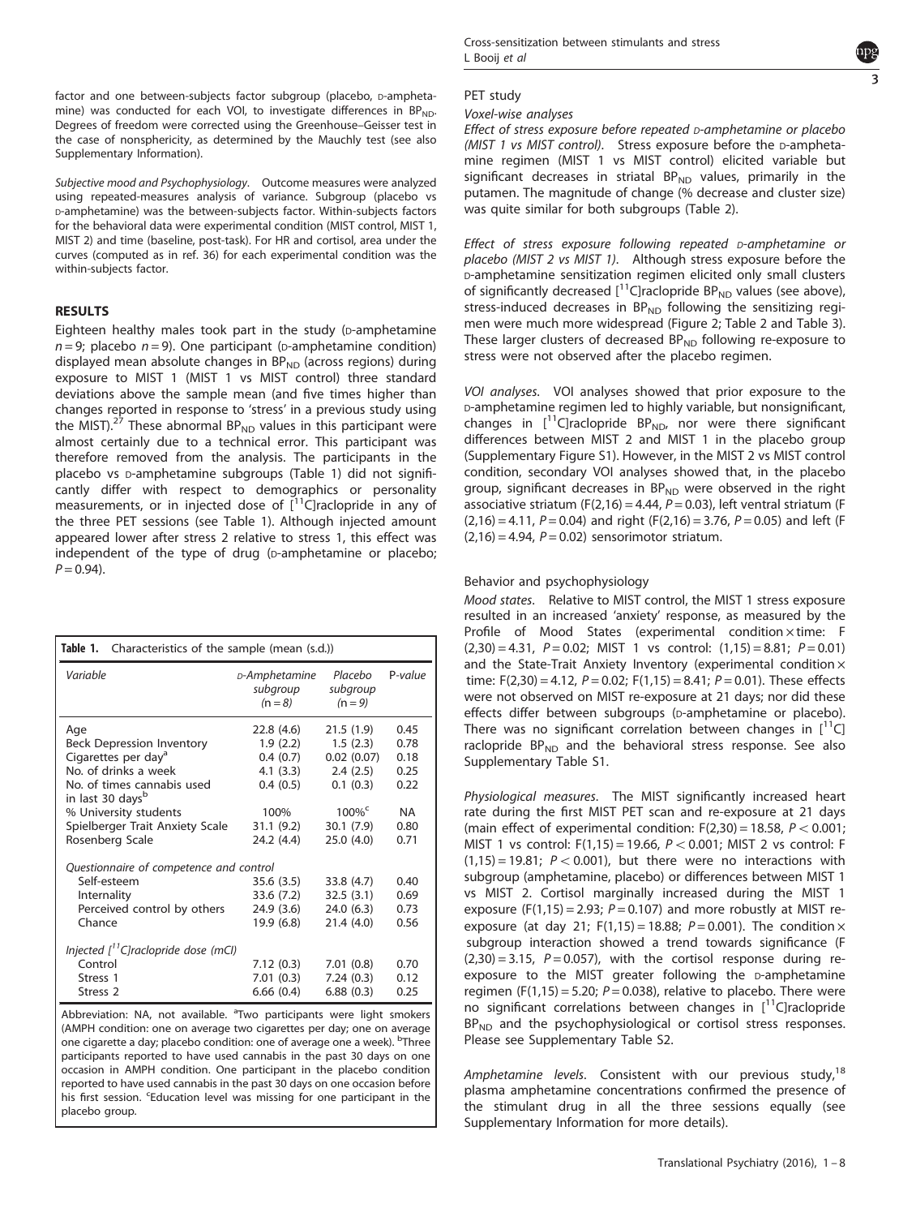factor and one between-subjects factor subgroup (placebo, D-amphetamine) was conducted for each VOI, to investigate differences in $BP_{ND}$. Degrees of freedom were corrected using the Greenhouse–Geisser test in the case of nonsphericity, as determined by the Mauchly test (see also Supplementary Information).

*Subjective mood and Psychophysiology.* Outcome measures were analyzed using repeated-measures analysis of variance. Subgroup (placebo vs D-amphetamine) was the between-subjects factor. Within-subjects factors for the behavioral data were experimental condition (MIST control, MIST 1, MIST 2) and time (baseline, post-task). For HR and cortisol, area under the curves (computed as in ref. 36) for each experimental condition was the within-subjects factor.

## RESULTS

Eighteen healthy males took part in the study (D-amphetamine $n = 9$; placebo $n = 9$). One participant (D-amphetamine condition) displayed mean absolute changes in $BP_{ND}$ (across regions) during exposure to MIST 1 (MIST 1 vs MIST control) three standard deviations above the sample mean (and five times higher than changes reported in response to 'stress' in a previous study using the MIST).[27] These abnormal $BP_{ND}$ values in this participant were almost certainly due to a technical error. This participant was therefore removed from the analysis. The participants in the placebo vs D-amphetamine subgroups (Table 1) did not significantly differ with respect to demographics or personality measurements, or in injected dose of [$^{11}$C]raclopride in any of the three PET sessions (see Table 1). Although injected amount appeared lower after stress 2 relative to stress 1, this effect was independent of the type of drug (D-amphetamine or placebo; $P = 0.94$).

**Table 1.** Characteristics of the sample (mean (s.d.))

| *Variable* | *D-Amphetamine subgroup (n = 8)* | *Placebo subgroup (n = 9)* | *P-value* |
|---|---|---|---|
| Age | 22.8 (4.6) | 21.5 (1.9) | 0.45 |
| Beck Depression Inventory | 1.9 (2.2) | 1.5 (2.3) | 0.78 |
| Cigarettes per day[a] | 0.4 (0.7) | 0.02 (0.07) | 0.18 |
| No. of drinks a week | 4.1 (3.3) | 2.4 (2.5) | 0.25 |
| No. of times cannabis used in last 30 days[b] | 0.4 (0.5) | 0.1 (0.3) | 0.22 |
| % University students | 100% | 100%[c] | NA |
| Spielberger Trait Anxiety Scale | 31.1 (9.2) | 30.1 (7.9) | 0.80 |
| Rosenberg Scale | 24.2 (4.4) | 25.0 (4.0) | 0.71 |
| *Questionnaire of competence and control* | | | |
| Self-esteem | 35.6 (3.5) | 33.8 (4.7) | 0.40 |
| Internality | 33.6 (7.2) | 32.5 (3.1) | 0.69 |
| Perceived control by others | 24.9 (3.6) | 24.0 (6.3) | 0.73 |
| Chance | 19.9 (6.8) | 21.4 (4.0) | 0.56 |
| *Injected [$^{11}$C]raclopride dose (mCI)* | | | |
| Control | 7.12 (0.3) | 7.01 (0.8) | 0.70 |
| Stress 1 | 7.01 (0.3) | 7.24 (0.3) | 0.12 |
| Stress 2 | 6.66 (0.4) | 6.88 (0.3) | 0.25 |

Abbreviation: NA, not available. [a]Two participants were light smokers (AMPH condition: one on average two cigarettes per day; one on average one cigarette a day; placebo condition: one of average one a week). [b]Three participants reported to have used cannabis in the past 30 days on one occasion in AMPH condition. One participant in the placebo condition reported to have used cannabis in the past 30 days on one occasion before his first session. [c]Education level was missing for one participant in the placebo group.

### PET study

#### Voxel-wise analyses

*Effect of stress exposure before repeated D-amphetamine or placebo (MIST 1 vs MIST control).* Stress exposure before the D-amphetamine regimen (MIST 1 vs MIST control) elicited variable but significant decreases in striatal $BP_{ND}$ values, primarily in the putamen. The magnitude of change (% decrease and cluster size) was quite similar for both subgroups (Table 2).

*Effect of stress exposure following repeated D-amphetamine or placebo (MIST 2 vs MIST 1).* Although stress exposure before the D-amphetamine sensitization regimen elicited only small clusters of significantly decreased [$^{11}$C]raclopride $BP_{ND}$ values (see above), stress-induced decreases in $BP_{ND}$ following the sensitizing regimen were much more widespread (Figure 2; Table 2 and Table 3). These larger clusters of decreased $BP_{ND}$ following re-exposure to stress were not observed after the placebo regimen.

*VOI analyses.* VOI analyses showed that prior exposure to the D-amphetamine regimen led to highly variable, but nonsignificant, changes in [$^{11}$C]raclopride $BP_{ND}$, nor were there significant differences between MIST 2 and MIST 1 in the placebo group (Supplementary Figure S1). However, in the MIST 2 vs MIST control condition, secondary VOI analyses showed that, in the placebo group, significant decreases in $BP_{ND}$ were observed in the right associative striatum ($F(2,16) = 4.44$, $P = 0.03$), left ventral striatum ($F(2,16) = 4.11$, $P = 0.04$) and right ($F(2,16) = 3.76$, $P = 0.05$) and left ($F(2,16) = 4.94$, $P = 0.02$) sensorimotor striatum.

### Behavior and psychophysiology

*Mood states.* Relative to MIST control, the MIST 1 stress exposure resulted in an increased 'anxiety' response, as measured by the Profile of Mood States (experimental condition × time: $F(2,30) = 4.31$, $P = 0.02$; MIST 1 vs control: $(1,15) = 8.81$; $P = 0.01$) and the State-Trait Anxiety Inventory (experimental condition × time: $F(2,30) = 4.12$, $P = 0.02$; $F(1,15) = 8.41$; $P = 0.01$). These effects were not observed on MIST re-exposure at 21 days; nor did these effects differ between subgroups (D-amphetamine or placebo). There was no significant correlation between changes in [$^{11}$C] raclopride $BP_{ND}$ and the behavioral stress response. See also Supplementary Table S1.

*Physiological measures.* The MIST significantly increased heart rate during the first MIST PET scan and re-exposure at 21 days (main effect of experimental condition: $F(2,30) = 18.58$, $P < 0.001$; MIST 1 vs control: $F(1,15) = 19.66$, $P < 0.001$; MIST 2 vs control: $F(1,15) = 19.81$; $P < 0.001$), but there were no interactions with subgroup (amphetamine, placebo) or differences between MIST 1 vs MIST 2. Cortisol marginally increased during the MIST 1 exposure ($F(1,15) = 2.93$; $P = 0.107$) and more robustly at MIST re-exposure (at day 21; $F(1,15) = 18.88$; $P = 0.001$). The condition × subgroup interaction showed a trend towards significance ($F(2,30) = 3.15$, $P = 0.057$), with the cortisol response during re-exposure to the MIST greater following the D-amphetamine regimen ($F(1,15) = 5.20$; $P = 0.038$), relative to placebo. There were no significant correlations between changes in [$^{11}$C]raclopride $BP_{ND}$ and the psychophysiological or cortisol stress responses. Please see Supplementary Table S2.

*Amphetamine levels.* Consistent with our previous study,[18] plasma amphetamine concentrations confirmed the presence of the stimulant drug in all the three sessions equally (see Supplementary Information for more details).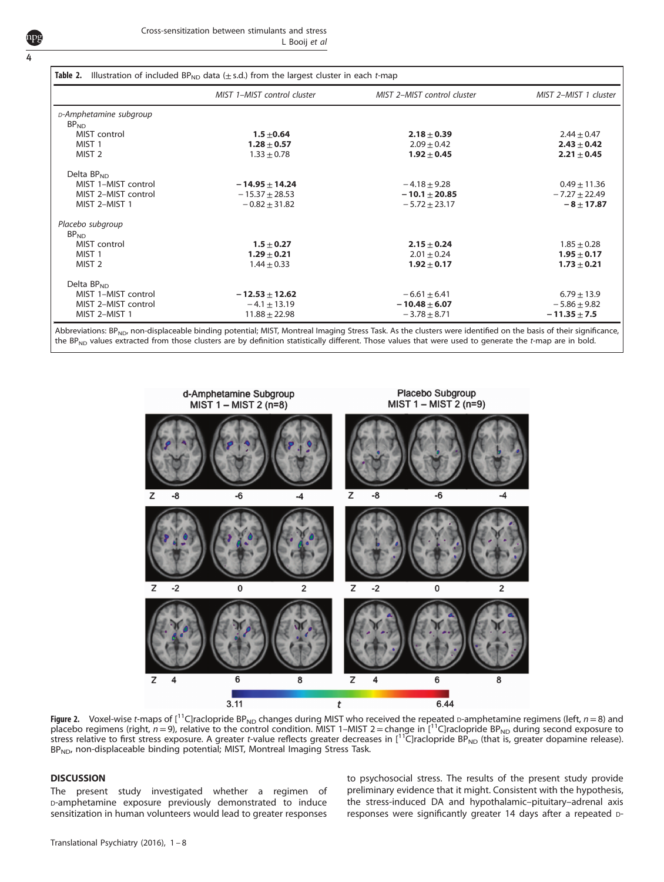**Table 2.** Illustration of included $BP_{ND}$ data (± s.d.) from the largest cluster in each *t*-map

| | *MIST 1–MIST control cluster* | *MIST 2–MIST control cluster* | *MIST 2–MIST 1 cluster* |
|---|---|---|---|
| *D-Amphetamine subgroup* | | | |
| $BP_{ND}$ | | | |
| MIST control | **1.5 ± 0.64** | **2.18 ± 0.39** | 2.44 ± 0.47 |
| MIST 1 | **1.28 ± 0.57** | 2.09 ± 0.42 | **2.43 ± 0.42** |
| MIST 2 | 1.33 ± 0.78 | **1.92 ± 0.45** | **2.21 ± 0.45** |
| Delta $BP_{ND}$ | | | |
| MIST 1–MIST control | **− 14.95 ± 14.24** | − 4.18 ± 9.28 | 0.49 ± 11.36 |
| MIST 2–MIST control | − 15.37 ± 28.53 | **− 10.1 ± 20.85** | − 7.27 ± 22.49 |
| MIST 2–MIST 1 | − 0.82 ± 31.82 | − 5.72 ± 23.17 | **− 8 ± 17.87** |
| *Placebo subgroup* | | | |
| $BP_{ND}$ | | | |
| MIST control | **1.5 ± 0.27** | **2.15 ± 0.24** | 1.85 ± 0.28 |
| MIST 1 | **1.29 ± 0.21** | 2.01 ± 0.24 | **1.95 ± 0.17** |
| MIST 2 | 1.44 ± 0.33 | **1.92 ± 0.17** | **1.73 ± 0.21** |
| Delta $BP_{ND}$ | | | |
| MIST 1–MIST control | **− 12.53 ± 12.62** | − 6.61 ± 6.41 | 6.79 ± 13.9 |
| MIST 2–MIST control | − 4.1 ± 13.19 | **− 10.48 ± 6.07** | − 5.86 ± 9.82 |
| MIST 2–MIST 1 | 11.88 ± 22.98 | − 3.78 ± 8.71 | **− 11.35 ± 7.5** |

Abbreviations: $BP_{ND}$, non-displaceable binding potential; MIST, Montreal Imaging Stress Task. As the clusters were identified on the basis of their significance, the $BP_{ND}$ values extracted from those clusters are by definition statistically different. Those values that were used to generate the *t*-map are in bold.

**Figure 2.** Voxel-wise *t*-maps of [$^{11}$C]raclopride $BP_{ND}$ changes during MIST who received the repeated D-amphetamine regimens (left, $n = 8$) and placebo regimens (right, $n = 9$), relative to the control condition. MIST 1–MIST 2 = change in [$^{11}$C]raclopride $BP_{ND}$ during second exposure to stress relative to first stress exposure. A greater *t*-value reflects greater decreases in [$^{11}$C]raclopride $BP_{ND}$ (that is, greater dopamine release). $BP_{ND}$, non-displaceable binding potential; MIST, Montreal Imaging Stress Task.

## DISCUSSION

The present study investigated whether a regimen of D-amphetamine exposure previously demonstrated to induce sensitization in human volunteers would lead to greater responses to psychosocial stress. The results of the present study provide preliminary evidence that it might. Consistent with the hypothesis, the stress-induced DA and hypothalamic–pituitary–adrenal axis responses were significantly greater 14 days after a repeated D-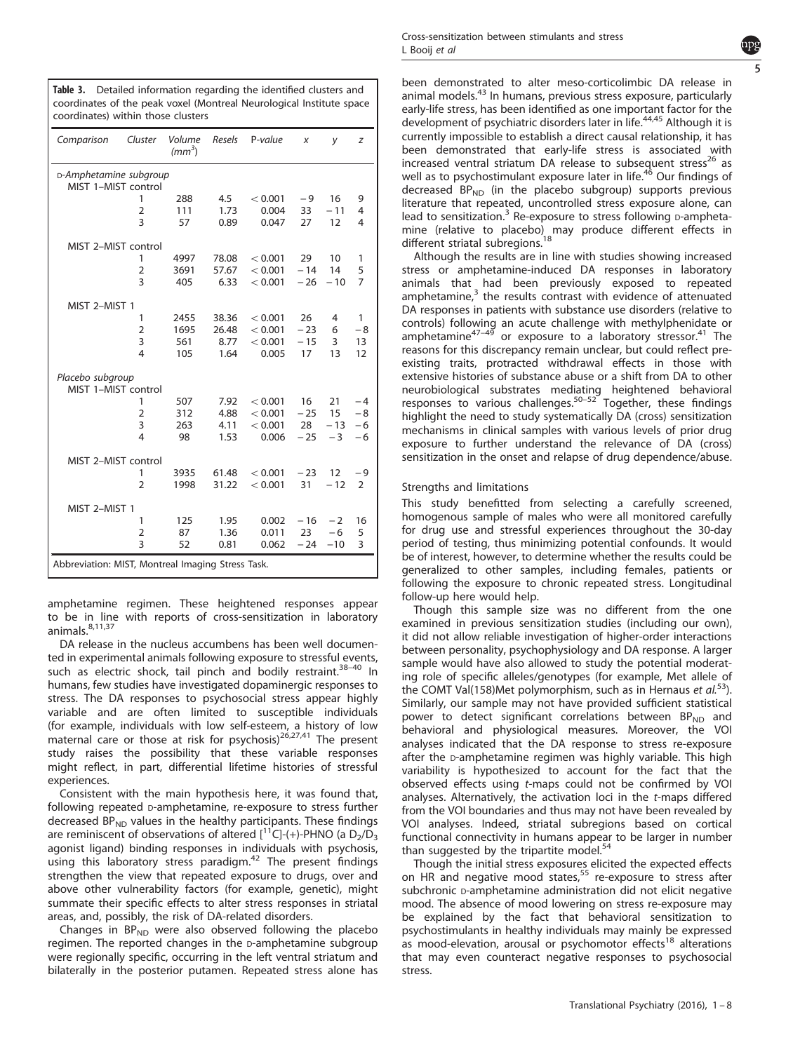**Table 3.** Detailed information regarding the identified clusters and coordinates of the peak voxel (Montreal Neurological Institute space coordinates) within those clusters

| Comparison | Cluster | Volume (mm$^3$) | Resels | P-value | x | y | z |
|---|---|---|---|---|---|---|---|
| *D-Amphetamine subgroup* | | | | | | | |
| MIST 1–MIST control | | | | | | | |
| | 1 | 288 | 4.5 | < 0.001 | −9 | 16 | 9 |
| | 2 | 111 | 1.73 | 0.004 | 33 | −11 | 4 |
| | 3 | 57 | 0.89 | 0.047 | 27 | 12 | 4 |
| MIST 2–MIST control | | | | | | | |
| | 1 | 4997 | 78.08 | < 0.001 | 29 | 10 | 1 |
| | 2 | 3691 | 57.67 | < 0.001 | −14 | 14 | 5 |
| | 3 | 405 | 6.33 | < 0.001 | −26 | −10 | 7 |
| MIST 2–MIST 1 | | | | | | | |
| | 1 | 2455 | 38.36 | < 0.001 | 26 | 4 | 1 |
| | 2 | 1695 | 26.48 | < 0.001 | −23 | 6 | −8 |
| | 3 | 561 | 8.77 | < 0.001 | −15 | 3 | 13 |
| | 4 | 105 | 1.64 | 0.005 | 17 | 13 | 12 |
| *Placebo subgroup* | | | | | | | |
| MIST 1–MIST control | | | | | | | |
| | 1 | 507 | 7.92 | < 0.001 | 16 | 21 | −4 |
| | 2 | 312 | 4.88 | < 0.001 | −25 | 15 | −8 |
| | 3 | 263 | 4.11 | < 0.001 | 28 | −13 | −6 |
| | 4 | 98 | 1.53 | 0.006 | −25 | −3 | −6 |
| MIST 2–MIST control | | | | | | | |
| | 1 | 3935 | 61.48 | < 0.001 | −23 | 12 | −9 |
| | 2 | 1998 | 31.22 | < 0.001 | 31 | −12 | 2 |
| MIST 2–MIST 1 | | | | | | | |
| | 1 | 125 | 1.95 | 0.002 | −16 | −2 | 16 |
| | 2 | 87 | 1.36 | 0.011 | 23 | −6 | 5 |
| | 3 | 52 | 0.81 | 0.062 | −24 | −10 | 3 |

Abbreviation: MIST, Montreal Imaging Stress Task.

amphetamine regimen. These heightened responses appear to be in line with reports of cross-sensitization in laboratory animals.[8,11,37]

DA release in the nucleus accumbens has been well documented in experimental animals following exposure to stressful events, such as electric shock, tail pinch and bodily restraint.[38–40] In humans, few studies have investigated dopaminergic responses to stress. The DA responses to psychosocial stress appear highly variable and are often limited to susceptible individuals (for example, individuals with low self-esteem, a history of low maternal care or those at risk for psychosis)[26,27,41] The present study raises the possibility that these variable responses might reflect, in part, differential lifetime histories of stressful experiences.

Consistent with the main hypothesis here, it was found that, following repeated D-amphetamine, re-exposure to stress further decreased $BP_{ND}$ values in the healthy participants. These findings are reminiscent of observations of altered [$^{11}$C]-(+)-PHNO (a $D_2/D_3$ agonist ligand) binding responses in individuals with psychosis, using this laboratory stress paradigm.[42] The present findings strengthen the view that repeated exposure to drugs, over and above other vulnerability factors (for example, genetic), might summate their specific effects to alter stress responses in striatal areas, and, possibly, the risk of DA-related disorders.

Changes in $BP_{ND}$ were also observed following the placebo regimen. The reported changes in the D-amphetamine subgroup were regionally specific, occurring in the left ventral striatum and bilaterally in the posterior putamen. Repeated stress alone has been demonstrated to alter meso-corticolimbic DA release in animal models.[43] In humans, previous stress exposure, particularly early-life stress, has been identified as one important factor for the development of psychiatric disorders later in life.[44,45] Although it is currently impossible to establish a direct causal relationship, it has been demonstrated that early-life stress is associated with increased ventral striatum DA release to subsequent stress[26] as well as to psychostimulant exposure later in life.[46] Our findings of decreased $BP_{ND}$ (in the placebo subgroup) supports previous literature that repeated, uncontrolled stress exposure alone, can lead to sensitization.[3] Re-exposure to stress following D-amphetamine (relative to placebo) may produce different effects in different striatal subregions.[18]

Although the results are in line with studies showing increased stress or amphetamine-induced DA responses in laboratory animals that had been previously exposed to repeated amphetamine,[3] the results contrast with evidence of attenuated DA responses in patients with substance use disorders (relative to controls) following an acute challenge with methylphenidate or amphetamine[47–49] or exposure to a laboratory stressor.[41] The reasons for this discrepancy remain unclear, but could reflect pre-existing traits, protracted withdrawal effects in those with extensive histories of substance abuse or a shift from DA to other neurobiological substrates mediating heightened behavioral responses to various challenges.[50–52] Together, these findings highlight the need to study systematically DA (cross) sensitization mechanisms in clinical samples with various levels of prior drug exposure to further understand the relevance of DA (cross) sensitization in the onset and relapse of drug dependence/abuse.

### Strengths and limitations

This study benefitted from selecting a carefully screened, homogenous sample of males who were all monitored carefully for drug use and stressful experiences throughout the 30-day period of testing, thus minimizing potential confounds. It would be of interest, however, to determine whether the results could be generalized to other samples, including females, patients or following the exposure to chronic repeated stress. Longitudinal follow-up here would help.

Though this sample size was no different from the one examined in previous sensitization studies (including our own), it did not allow reliable investigation of higher-order interactions between personality, psychophysiology and DA response. A larger sample would have also allowed to study the potential moderating role of specific alleles/genotypes (for example, Met allele of the COMT Val(158)Met polymorphism, such as in Hernaus *et al.*[53]). Similarly, our sample may not have provided sufficient statistical power to detect significant correlations between $BP_{ND}$ and behavioral and physiological measures. Moreover, the VOI analyses indicated that the DA response to stress re-exposure after the D-amphetamine regimen was highly variable. This high variability is hypothesized to account for the fact that the observed effects using *t*-maps could not be confirmed by VOI analyses. Alternatively, the activation loci in the *t*-maps differed from the VOI boundaries and thus may not have been revealed by VOI analyses. Indeed, striatal subregions based on cortical functional connectivity in humans appear to be larger in number than suggested by the tripartite model.[54]

Though the initial stress exposures elicited the expected effects on HR and negative mood states,[55] re-exposure to stress after subchronic D-amphetamine administration did not elicit negative mood. The absence of mood lowering on stress re-exposure may be explained by the fact that behavioral sensitization to psychostimulants in healthy individuals may mainly be expressed as mood-elevation, arousal or psychomotor effects[18] alterations that may even counteract negative responses to psychosocial stress.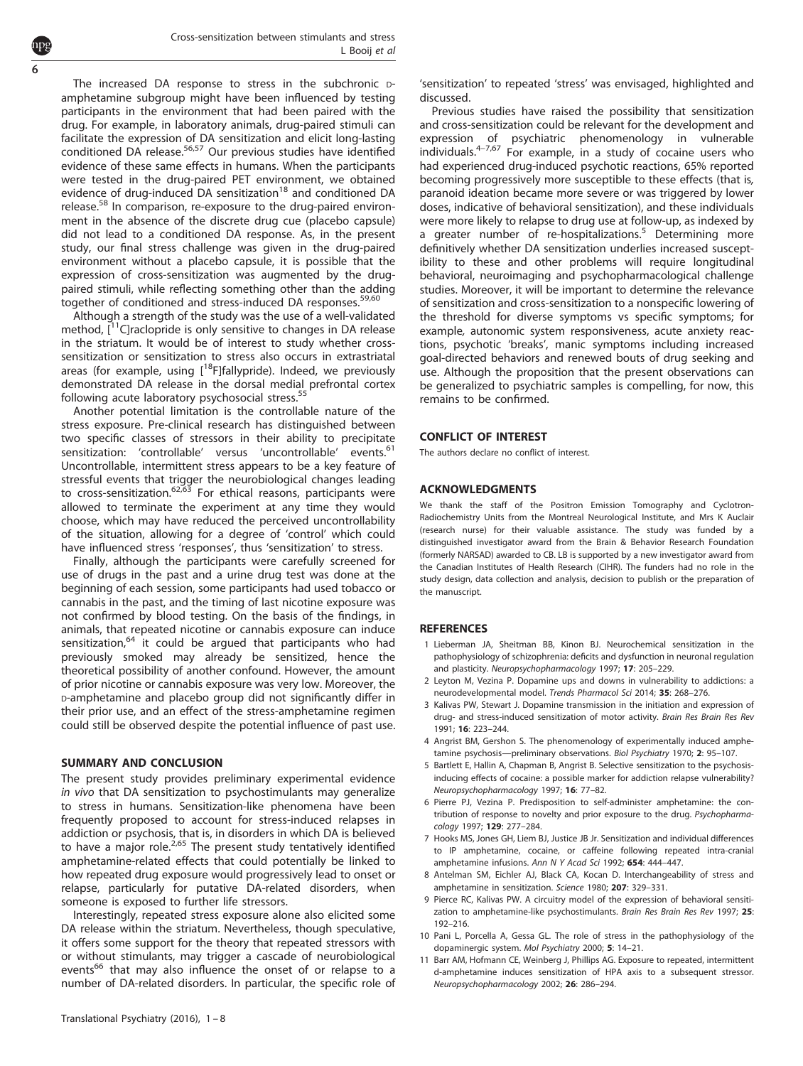The increased DA response to stress in the subchronic D-amphetamine subgroup might have been influenced by testing participants in the environment that had been paired with the drug. For example, in laboratory animals, drug-paired stimuli can facilitate the expression of DA sensitization and elicit long-lasting conditioned DA release.[56,57] Our previous studies have identified evidence of these same effects in humans. When the participants were tested in the drug-paired PET environment, we obtained evidence of drug-induced DA sensitization[18] and conditioned DA release.[58] In comparison, re-exposure to the drug-paired environment in the absence of the discrete drug cue (placebo capsule) did not lead to a conditioned DA response. As, in the present study, our final stress challenge was given in the drug-paired environment without a placebo capsule, it is possible that the expression of cross-sensitization was augmented by the drug-paired stimuli, while reflecting something other than the adding together of conditioned and stress-induced DA responses.[59,60]

Although a strength of the study was the use of a well-validated method, [$^{11}$C]raclopride is only sensitive to changes in DA release in the striatum. It would be of interest to study whether cross-sensitization or sensitization to stress also occurs in extrastriatal areas (for example, using [$^{18}$F]fallypride). Indeed, we previously demonstrated DA release in the dorsal medial prefrontal cortex following acute laboratory psychosocial stress.[55]

Another potential limitation is the controllable nature of the stress exposure. Pre-clinical research has distinguished between two specific classes of stressors in their ability to precipitate sensitization: 'controllable' versus 'uncontrollable' events.[61] Uncontrollable, intermittent stress appears to be a key feature of stressful events that trigger the neurobiological changes leading to cross-sensitization.[62,63] For ethical reasons, participants were allowed to terminate the experiment at any time they would choose, which may have reduced the perceived uncontrollability of the situation, allowing for a degree of 'control' which could have influenced stress 'responses', thus 'sensitization' to stress.

Finally, although the participants were carefully screened for use of drugs in the past and a urine drug test was done at the beginning of each session, some participants had used tobacco or cannabis in the past, and the timing of last nicotine exposure was not confirmed by blood testing. On the basis of the findings, in animals, that repeated nicotine or cannabis exposure can induce sensitization,[64] it could be argued that participants who had previously smoked may already be sensitized, hence the theoretical possibility of another confound. However, the amount of prior nicotine or cannabis exposure was very low. Moreover, the D-amphetamine and placebo group did not significantly differ in their prior use, and an effect of the stress-amphetamine regimen could still be observed despite the potential influence of past use.

## SUMMARY AND CONCLUSION

The present study provides preliminary experimental evidence *in vivo* that DA sensitization to psychostimulants may generalize to stress in humans. Sensitization-like phenomena have been frequently proposed to account for stress-induced relapses in addiction or psychosis, that is, in disorders in which DA is believed to have a major role.[2,65] The present study tentatively identified amphetamine-related effects that could potentially be linked to how repeated drug exposure would progressively lead to onset or relapse, particularly for putative DA-related disorders, when someone is exposed to further life stressors.

Interestingly, repeated stress exposure alone also elicited some DA release within the striatum. Nevertheless, though speculative, it offers some support for the theory that repeated stressors with or without stimulants, may trigger a cascade of neurobiological events[66] that may also influence the onset of or relapse to a number of DA-related disorders. In particular, the specific role of 'sensitization' to repeated 'stress' was envisaged, highlighted and discussed.

Previous studies have raised the possibility that sensitization and cross-sensitization could be relevant for the development and expression of psychiatric phenomenology in vulnerable individuals.[4–7,67] For example, in a study of cocaine users who had experienced drug-induced psychotic reactions, 65% reported becoming progressively more susceptible to these effects (that is, paranoid ideation became more severe or was triggered by lower doses, indicative of behavioral sensitization), and these individuals were more likely to relapse to drug use at follow-up, as indexed by a greater number of re-hospitalizations.[5] Determining more definitively whether DA sensitization underlies increased susceptibility to these and other problems will require longitudinal behavioral, neuroimaging and psychopharmacological challenge studies. Moreover, it will be important to determine the relevance of sensitization and cross-sensitization to a nonspecific lowering of the threshold for diverse symptoms vs specific symptoms; for example, autonomic system responsiveness, acute anxiety reactions, psychotic 'breaks', manic symptoms including increased goal-directed behaviors and renewed bouts of drug seeking and use. Although the proposition that the present observations can be generalized to psychiatric samples is compelling, for now, this remains to be confirmed.

## CONFLICT OF INTEREST

The authors declare no conflict of interest.

## ACKNOWLEDGMENTS

We thank the staff of the Positron Emission Tomography and Cyclotron-Radiochemistry Units from the Montreal Neurological Institute, and Mrs K Auclair (research nurse) for their valuable assistance. The study was funded by a distinguished investigator award from the Brain & Behavior Research Foundation (formerly NARSAD) awarded to CB. LB is supported by a new investigator award from the Canadian Institutes of Health Research (CIHR). The funders had no role in the study design, data collection and analysis, decision to publish or the preparation of the manuscript.

## REFERENCES

1. Lieberman JA, Sheitman BB, Kinon BJ. Neurochemical sensitization in the pathophysiology of schizophrenia: deficits and dysfunction in neuronal regulation and plasticity. *Neuropsychopharmacology* 1997; **17**: 205–229.
2. Leyton M, Vezina P. Dopamine ups and downs in vulnerability to addictions: a neurodevelopmental model. *Trends Pharmacol Sci* 2014; **35**: 268–276.
3. Kalivas PW, Stewart J. Dopamine transmission in the initiation and expression of drug- and stress-induced sensitization of motor activity. *Brain Res Brain Res Rev* 1991; **16**: 223–244.
4. Angrist BM, Gershon S. The phenomenology of experimentally induced amphetamine psychosis—preliminary observations. *Biol Psychiatry* 1970; **2**: 95–107.
5. Bartlett E, Hallin A, Chapman B, Angrist B. Selective sensitization to the psychosis-inducing effects of cocaine: a possible marker for addiction relapse vulnerability? *Neuropsychopharmacology* 1997; **16**: 77–82.
6. Pierre PJ, Vezina P. Predisposition to self-administer amphetamine: the contribution of response to novelty and prior exposure to the drug. *Psychopharmacology* 1997; **129**: 277–284.
7. Hooks MS, Jones GH, Liem BJ, Justice JB Jr. Sensitization and individual differences to IP amphetamine, cocaine, or caffeine following repeated intra-cranial amphetamine infusions. *Ann N Y Acad Sci* 1992; **654**: 444–447.
8. Antelman SM, Eichler AJ, Black CA, Kocan D. Interchangeability of stress and amphetamine in sensitization. *Science* 1980; **207**: 329–331.
9. Pierce RC, Kalivas PW. A circuitry model of the expression of behavioral sensitization to amphetamine-like psychostimulants. *Brain Res Brain Res Rev* 1997; **25**: 192–216.
10. Pani L, Porcella A, Gessa GL. The role of stress in the pathophysiology of the dopaminergic system. *Mol Psychiatry* 2000; **5**: 14–21.
11. Barr AM, Hofmann CE, Weinberg J, Phillips AG. Exposure to repeated, intermittent d-amphetamine induces sensitization of HPA axis to a subsequent stressor. *Neuropsychopharmacology* 2002; **26**: 286–294.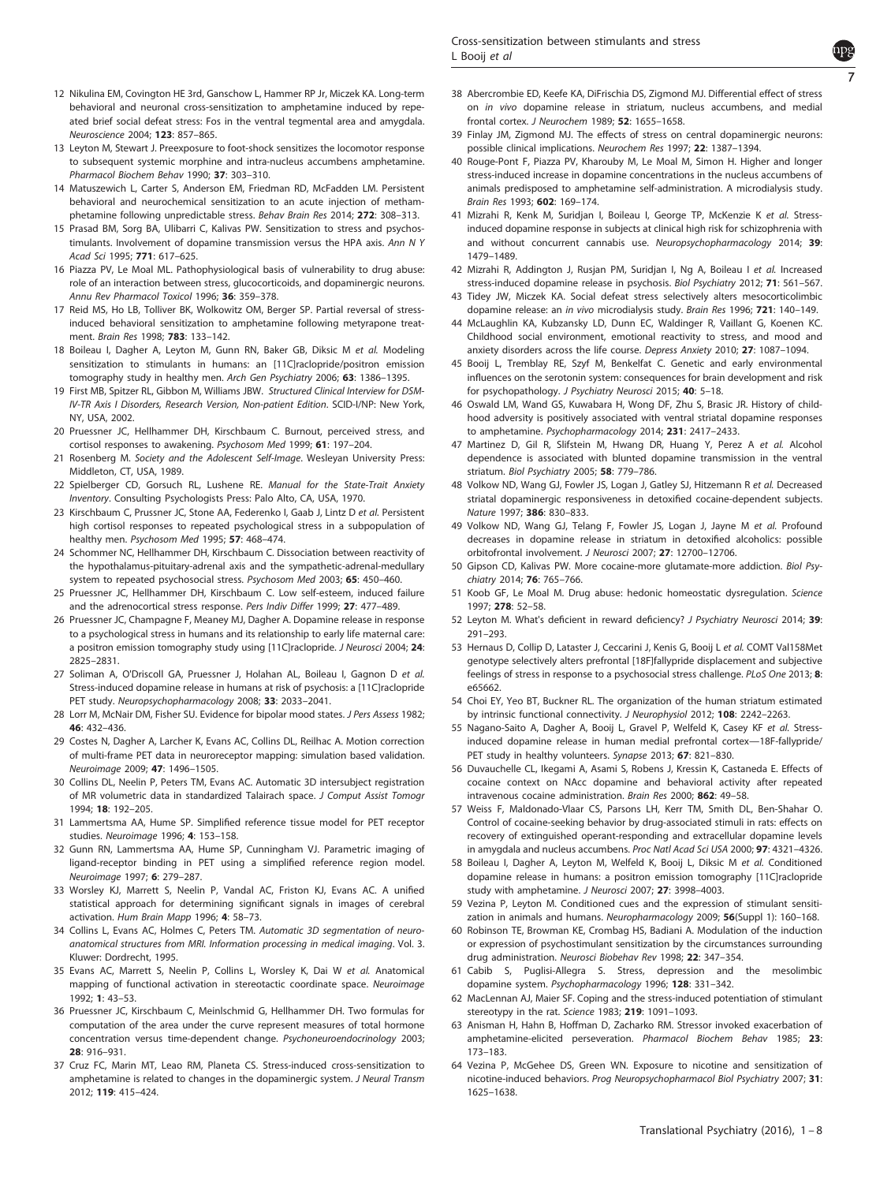12 Nikulina EM, Covington HE 3rd, Ganschow L, Hammer RP Jr, Miczek KA. Long-term behavioral and neuronal cross-sensitization to amphetamine induced by repeated brief social defeat stress: Fos in the ventral tegmental area and amygdala. *Neuroscience* 2004; **123**: 857–865.

13 Leyton M, Stewart J. Preexposure to foot-shock sensitizes the locomotor response to subsequent systemic morphine and intra-nucleus accumbens amphetamine. *Pharmacol Biochem Behav* 1990; **37**: 303–310.

14 Matuszewich L, Carter S, Anderson EM, Friedman RD, McFadden LM. Persistent behavioral and neurochemical sensitization to an acute injection of methamphetamine following unpredictable stress. *Behav Brain Res* 2014; **272**: 308–313.

15 Prasad BM, Sorg BA, Ulibarri C, Kalivas PW. Sensitization to stress and psychostimulants. Involvement of dopamine transmission versus the HPA axis. *Ann N Y Acad Sci* 1995; **771**: 617–625.

16 Piazza PV, Le Moal ML. Pathophysiological basis of vulnerability to drug abuse: role of an interaction between stress, glucocorticoids, and dopaminergic neurons. *Annu Rev Pharmacol Toxicol* 1996; **36**: 359–378.

17 Reid MS, Ho LB, Tolliver BK, Wolkowitz OM, Berger SP. Partial reversal of stress-induced behavioral sensitization to amphetamine following metyrapone treatment. *Brain Res* 1998; **783**: 133–142.

18 Boileau I, Dagher A, Leyton M, Gunn RN, Baker GB, Diksic M *et al*. Modeling sensitization to stimulants in humans: an [11C]raclopride/positron emission tomography study in healthy men. *Arch Gen Psychiatry* 2006; **63**: 1386–1395.

19 First MB, Spitzer RL, Gibbon M, Williams JBW. *Structured Clinical Interview for DSM-IV-TR Axis I Disorders, Research Version, Non-patient Edition*. SCID-I/NP: New York, NY, USA, 2002.

20 Pruessner JC, Hellhammer DH, Kirschbaum C. Burnout, perceived stress, and cortisol responses to awakening. *Psychosom Med* 1999; **61**: 197–204.

21 Rosenberg M. *Society and the Adolescent Self-Image*. Wesleyan University Press: Middleton, CT, USA, 1989.

22 Spielberger CD, Gorsuch RL, Lushene RE. *Manual for the State-Trait Anxiety Inventory*. Consulting Psychologists Press: Palo Alto, CA, USA, 1970.

23 Kirschbaum C, Prussner JC, Stone AA, Federenko I, Gaab J, Lintz D *et al*. Persistent high cortisol responses to repeated psychological stress in a subpopulation of healthy men. *Psychosom Med* 1995; **57**: 468–474.

24 Schommer NC, Hellhammer DH, Kirschbaum C. Dissociation between reactivity of the hypothalamus-pituitary-adrenal axis and the sympathetic-adrenal-medullary system to repeated psychosocial stress. *Psychosom Med* 2003; **65**: 450–460.

25 Pruessner JC, Hellhammer DH, Kirschbaum C. Low self-esteem, induced failure and the adrenocortical stress response. *Pers Indiv Differ* 1999; **27**: 477–489.

26 Pruessner JC, Champagne F, Meaney MJ, Dagher A. Dopamine release in response to a psychological stress in humans and its relationship to early life maternal care: a positron emission tomography study using [11C]raclopride. *J Neurosci* 2004; **24**: 2825–2831.

27 Soliman A, O'Driscoll GA, Pruessner J, Holahan AL, Boileau I, Gagnon D *et al*. Stress-induced dopamine release in humans at risk of psychosis: a [11C]raclopride PET study. *Neuropsychopharmacology* 2008; **33**: 2033–2041.

28 Lorr M, McNair DM, Fisher SU. Evidence for bipolar mood states. *J Pers Assess* 1982; **46**: 432–436.

29 Costes N, Dagher A, Larcher K, Evans AC, Collins DL, Reilhac A. Motion correction of multi-frame PET data in neuroreceptor mapping: simulation based validation. *Neuroimage* 2009; **47**: 1496–1505.

30 Collins DL, Neelin P, Peters TM, Evans AC. Automatic 3D intersubject registration of MR volumetric data in standardized Talairach space. *J Comput Assist Tomogr* 1994; **18**: 192–205.

31 Lammertsma AA, Hume SP. Simplified reference tissue model for PET receptor studies. *Neuroimage* 1996; **4**: 153–158.

32 Gunn RN, Lammertsma AA, Hume SP, Cunningham VJ. Parametric imaging of ligand-receptor binding in PET using a simplified reference region model. *Neuroimage* 1997; **6**: 279–287.

33 Worsley KJ, Marrett S, Neelin P, Vandal AC, Friston KJ, Evans AC. A unified statistical approach for determining significant signals in images of cerebral activation. *Hum Brain Mapp* 1996; **4**: 58–73.

34 Collins L, Evans AC, Holmes C, Peters TM. *Automatic 3D segmentation of neuro-anatomical structures from MRI. Information processing in medical imaging*. Vol. 3. Kluwer: Dordrecht, 1995.

35 Evans AC, Marrett S, Neelin P, Collins L, Worsley K, Dai W *et al*. Anatomical mapping of functional activation in stereotactic coordinate space. *Neuroimage* 1992; **1**: 43–53.

36 Pruessner JC, Kirschbaum C, Meinlschmid G, Hellhammer DH. Two formulas for computation of the area under the curve represent measures of total hormone concentration versus time-dependent change. *Psychoneuroendocrinology* 2003; **28**: 916–931.

37 Cruz FC, Marin MT, Leao RM, Planeta CS. Stress-induced cross-sensitization to amphetamine is related to changes in the dopaminergic system. *J Neural Transm* 2012; **119**: 415–424.

38 Abercrombie ED, Keefe KA, DiFrischia DS, Zigmond MJ. Differential effect of stress on *in vivo* dopamine release in striatum, nucleus accumbens, and medial frontal cortex. *J Neurochem* 1989; **52**: 1655–1658.

39 Finlay JM, Zigmond MJ. The effects of stress on central dopaminergic neurons: possible clinical implications. *Neurochem Res* 1997; **22**: 1387–1394.

40 Rouge-Pont F, Piazza PV, Kharouby M, Le Moal M, Simon H. Higher and longer stress-induced increase in dopamine concentrations in the nucleus accumbens of animals predisposed to amphetamine self-administration. A microdialysis study. *Brain Res* 1993; **602**: 169–174.

41 Mizrahi R, Kenk M, Suridjan I, Boileau I, George TP, McKenzie K *et al*. Stress-induced dopamine response in subjects at clinical high risk for schizophrenia with and without concurrent cannabis use. *Neuropsychopharmacology* 2014; **39**: 1479–1489.

42 Mizrahi R, Addington J, Rusjan PM, Suridjan I, Ng A, Boileau I *et al*. Increased stress-induced dopamine release in psychosis. *Biol Psychiatry* 2012; **71**: 561–567.

43 Tidey JW, Miczek KA. Social defeat stress selectively alters mesocorticolimbic dopamine release: an *in vivo* microdialysis study. *Brain Res* 1996; **721**: 140–149.

44 McLaughlin KA, Kubzansky LD, Dunn EC, Waldinger R, Vaillant G, Koenen KC. Childhood social environment, emotional reactivity to stress, and mood and anxiety disorders across the life course. *Depress Anxiety* 2010; **27**: 1087–1094.

45 Booij L, Tremblay RE, Szyf M, Benkelfat C. Genetic and early environmental influences on the serotonin system: consequences for brain development and risk for psychopathology. *J Psychiatry Neurosci* 2015; **40**: 5–18.

46 Oswald LM, Wand GS, Kuwabara H, Wong DF, Zhu S, Brasic JR. History of childhood adversity is positively associated with ventral striatal dopamine responses to amphetamine. *Psychopharmacology* 2014; **231**: 2417–2433.

47 Martinez D, Gil R, Slifstein M, Hwang DR, Huang Y, Perez A *et al*. Alcohol dependence is associated with blunted dopamine transmission in the ventral striatum. *Biol Psychiatry* 2005; **58**: 779–786.

48 Volkow ND, Wang GJ, Fowler JS, Logan J, Gatley SJ, Hitzemann R *et al*. Decreased striatal dopaminergic responsiveness in detoxified cocaine-dependent subjects. *Nature* 1997; **386**: 830–833.

49 Volkow ND, Wang GJ, Telang F, Fowler JS, Logan J, Jayne M *et al*. Profound decreases in dopamine release in striatum in detoxified alcoholics: possible orbitofrontal involvement. *J Neurosci* 2007; **27**: 12700–12706.

50 Gipson CD, Kalivas PW. More cocaine-more glutamate-more addiction. *Biol Psychiatry* 2014; **76**: 765–766.

51 Koob GF, Le Moal M. Drug abuse: hedonic homeostatic dysregulation. *Science* 1997; **278**: 52–58.

52 Leyton M. What's deficient in reward deficiency? *J Psychiatry Neurosci* 2014; **39**: 291–293.

53 Hernaus D, Collip D, Lataster J, Ceccarini J, Kenis G, Booij L *et al*. COMT Val158Met genotype selectively alters prefrontal [18F]fallypride displacement and subjective feelings of stress in response to a psychosocial stress challenge. *PLoS One* 2013; **8**: e65662.

54 Choi EY, Yeo BT, Buckner RL. The organization of the human striatum estimated by intrinsic functional connectivity. *J Neurophysiol* 2012; **108**: 2242–2263.

55 Nagano-Saito A, Dagher A, Booij L, Gravel P, Welfeld K, Casey KF *et al*. Stress-induced dopamine release in human medial prefrontal cortex—18F-fallypride/PET study in healthy volunteers. *Synapse* 2013; **67**: 821–830.

56 Duvauchelle CL, Ikegami A, Asami S, Robens J, Kressin K, Castaneda E. Effects of cocaine context on NAcc dopamine and behavioral activity after repeated intravenous cocaine administration. *Brain Res* 2000; **862**: 49–58.

57 Weiss F, Maldonado-Vlaar CS, Parsons LH, Kerr TM, Smith DL, Ben-Shahar O. Control of cocaine-seeking behavior by drug-associated stimuli in rats: effects on recovery of extinguished operant-responding and extracellular dopamine levels in amygdala and nucleus accumbens. *Proc Natl Acad Sci USA* 2000; **97**: 4321–4326.

58 Boileau I, Dagher A, Leyton M, Welfeld K, Booij L, Diksic M *et al*. Conditioned dopamine release in humans: a positron emission tomography [11C]raclopride study with amphetamine. *J Neurosci* 2007; **27**: 3998–4003.

59 Vezina P, Leyton M. Conditioned cues and the expression of stimulant sensitization in animals and humans. *Neuropharmacology* 2009; **56**(Suppl 1): 160–168.

60 Robinson TE, Browman KE, Crombag HS, Badiani A. Modulation of the induction or expression of psychostimulant sensitization by the circumstances surrounding drug administration. *Neurosci Biobehav Rev* 1998; **22**: 347–354.

61 Cabib S, Puglisi-Allegra S. Stress, depression and the mesolimbic dopamine system. *Psychopharmacology* 1996; **128**: 331–342.

62 MacLennan AJ, Maier SF. Coping and the stress-induced potentiation of stimulant stereotypy in the rat. *Science* 1983; **219**: 1091–1093.

63 Anisman H, Hahn B, Hoffman D, Zacharko RM. Stressor invoked exacerbation of amphetamine-elicited perseveration. *Pharmacol Biochem Behav* 1985; **23**: 173–183.

64 Vezina P, McGehee DS, Green WN. Exposure to nicotine and sensitization of nicotine-induced behaviors. *Prog Neuropsychopharmacol Biol Psychiatry* 2007; **31**: 1625–1638.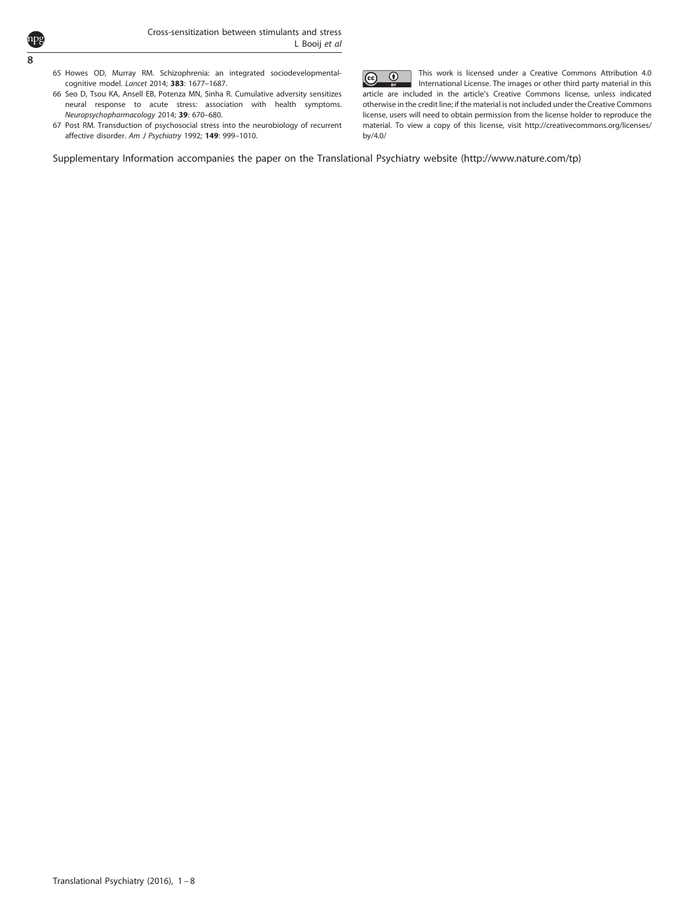65 Howes OD, Murray RM. Schizophrenia: an integrated sociodevelopmental-cognitive model. *Lancet* 2014; **383**: 1677–1687.

66 Seo D, Tsou KA, Ansell EB, Potenza MN, Sinha R. Cumulative adversity sensitizes neural response to acute stress: association with health symptoms. *Neuropsychopharmacology* 2014; **39**: 670–680.

67 Post RM. Transduction of psychosocial stress into the neurobiology of recurrent affective disorder. *Am J Psychiatry* 1992; **149**: 999–1010.

This work is licensed under a Creative Commons Attribution 4.0 International License. The images or other third party material in this article are included in the article's Creative Commons license, unless indicated otherwise in the credit line; if the material is not included under the Creative Commons license, users will need to obtain permission from the license holder to reproduce the material. To view a copy of this license, visit http://creativecommons.org/licenses/by/4.0/

Supplementary Information accompanies the paper on the Translational Psychiatry website (http://www.nature.com/tp)